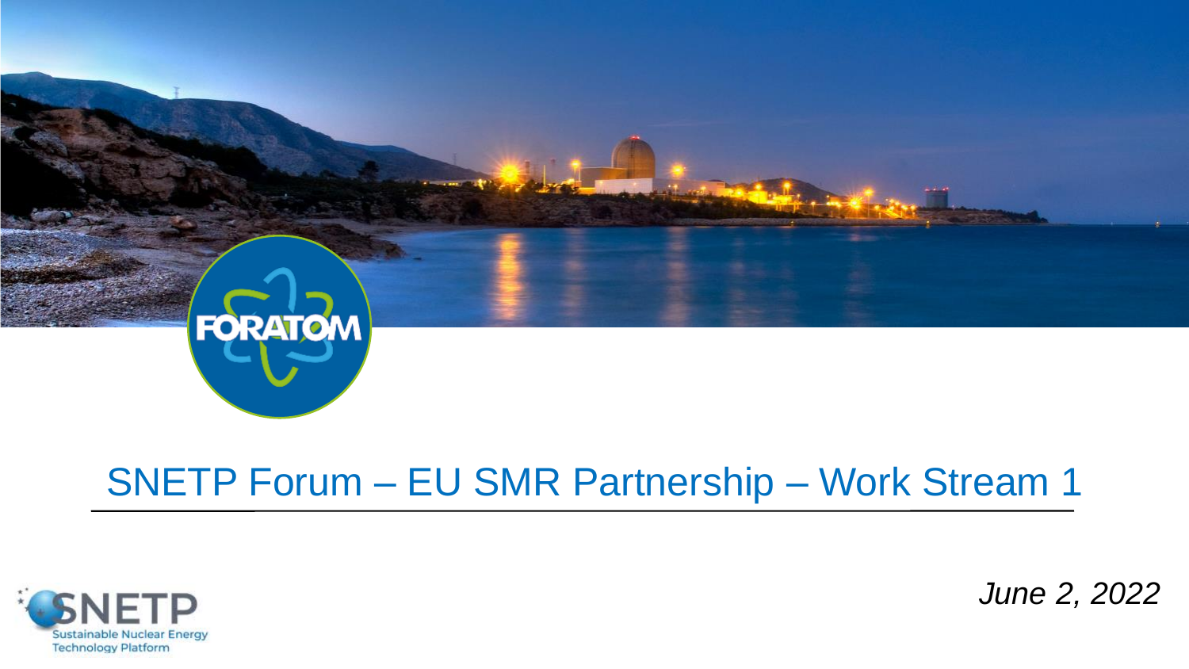# SNETP Forum – EU SMR Partnership – Work Stream 1

*June 2, 2022*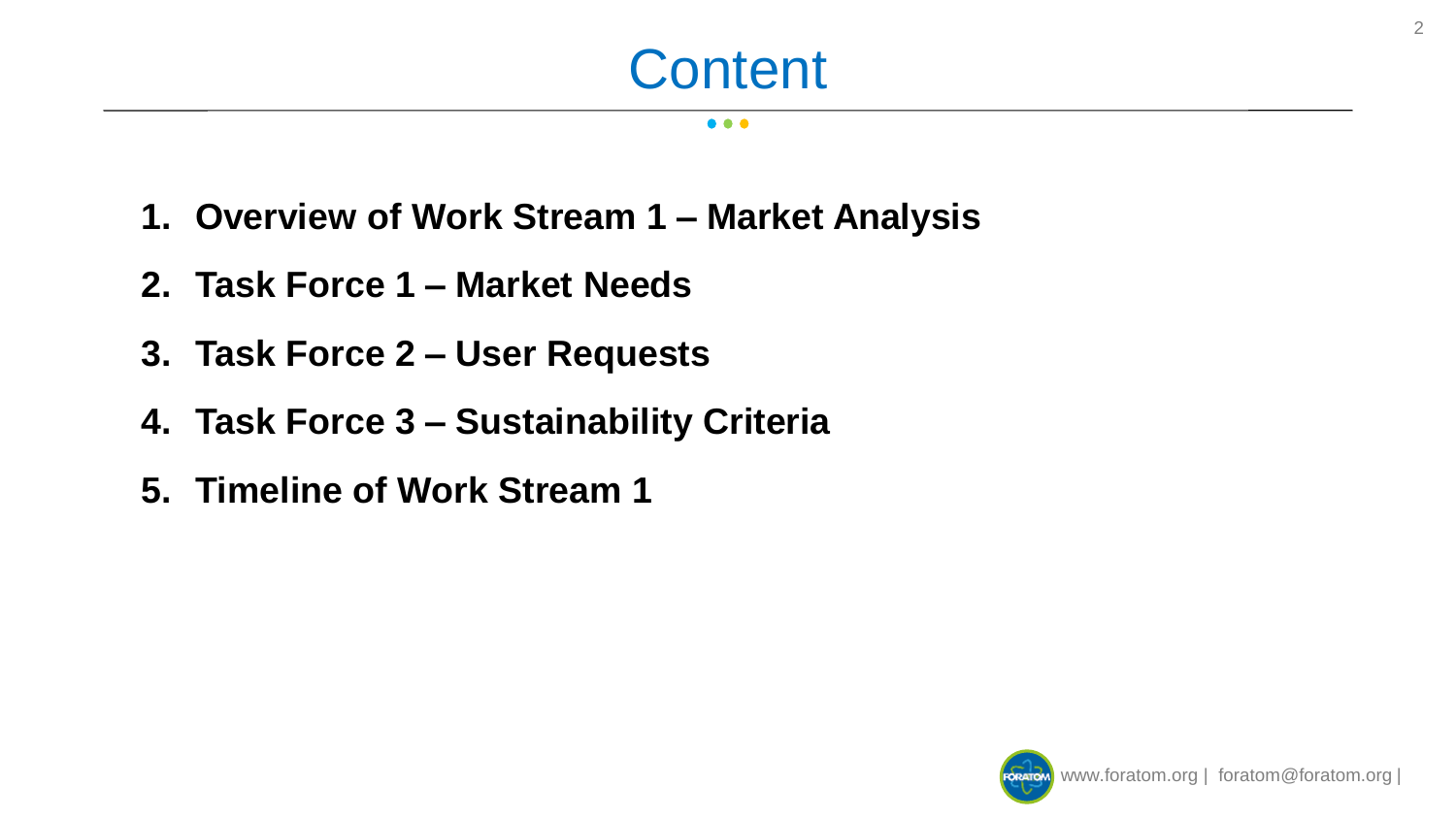# Content

1. **Overview of Work Stream 1 – Market Analysis**
2. **Task Force 1 – Market Needs**
3. **Task Force 2 – User Requests**
4. **Task Force 3 – Sustainability Criteria**
5. **Timeline of Work Stream 1**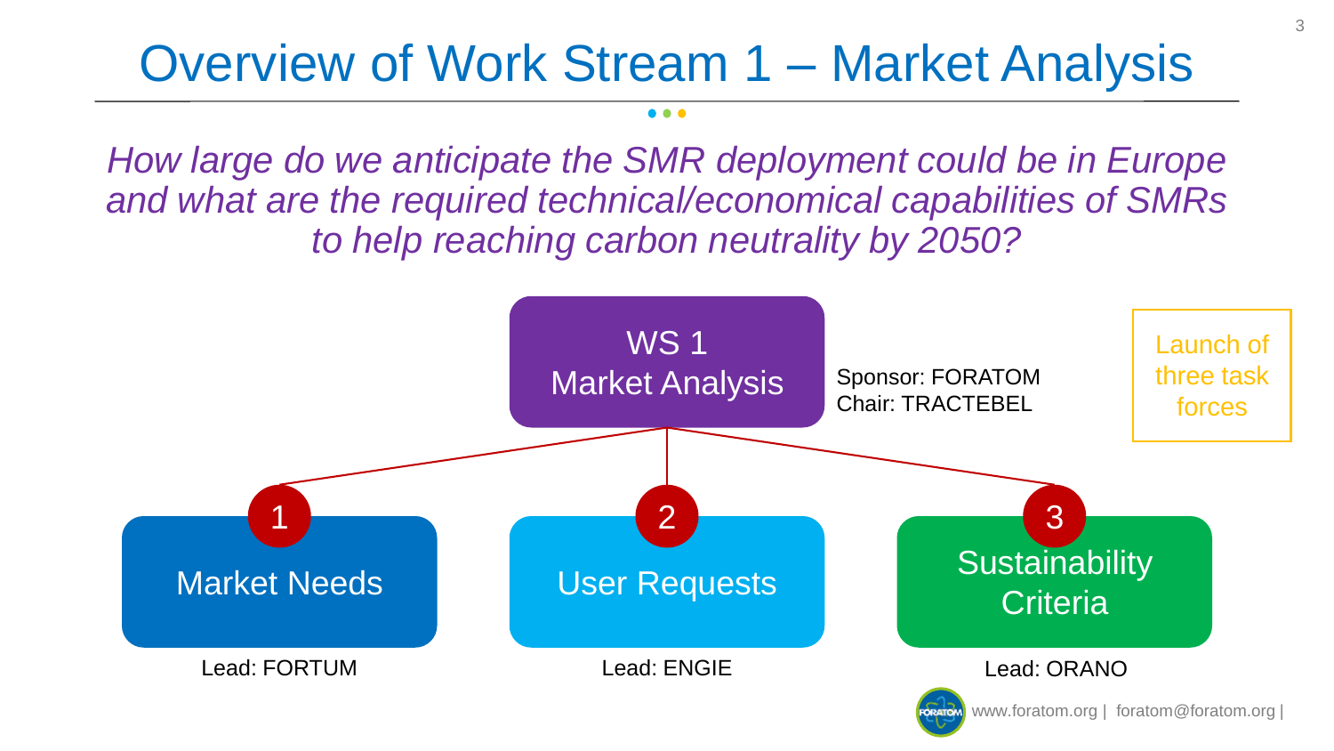# Overview of Work Stream 1 – Market Analysis

*How large do we anticipate the SMR deployment could be in Europe and what are the required technical/economical capabilities of SMRs to help reaching carbon neutrality by 2050?*

**WS 1 Market Analysis**

Sponsor: FORATOM
Chair: TRACTEBEL

Launch of three task forces

1. **Market Needs** – Lead: FORTUM
2. **User Requests** – Lead: ENGIE
3. **Sustainability Criteria** – Lead: ORANO

www.foratom.org | foratom@foratom.org |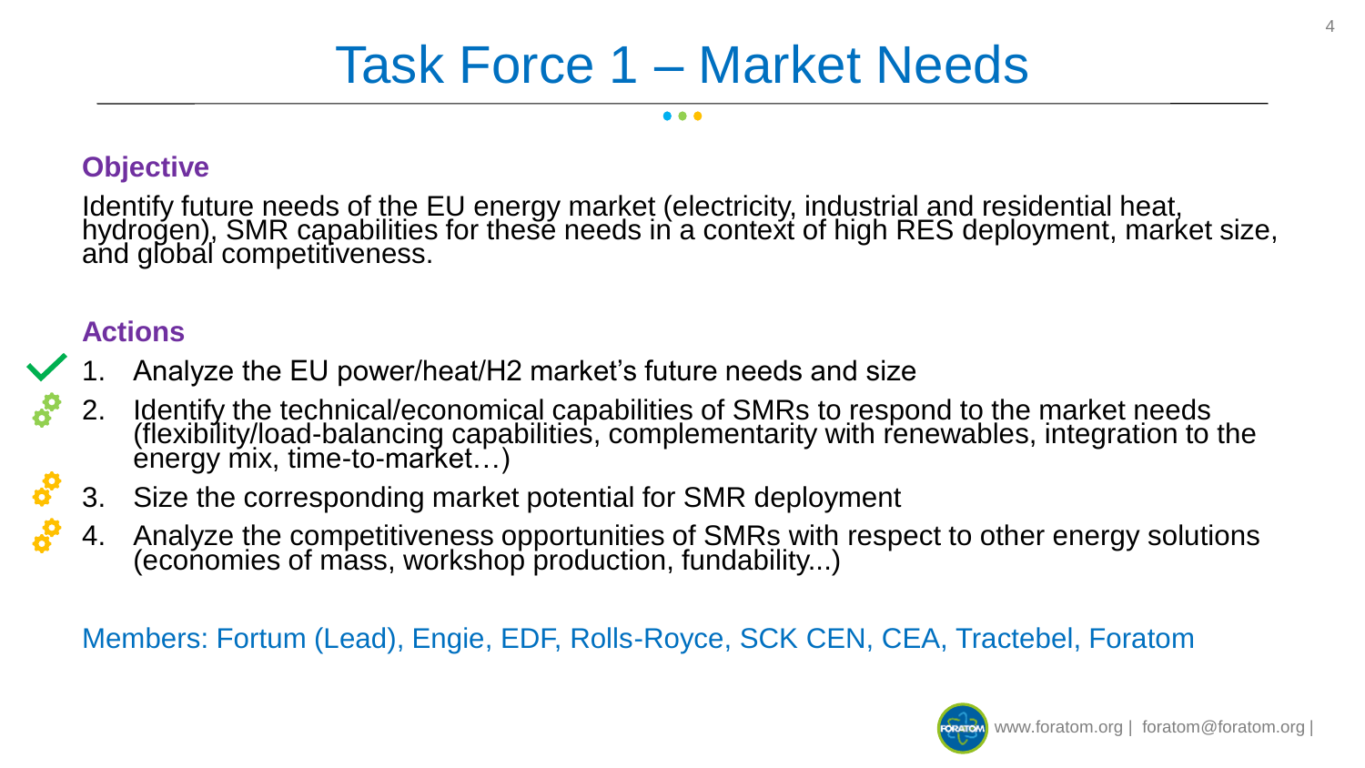# Task Force 1 – Market Needs

## Objective

Identify future needs of the EU energy market (electricity, industrial and residential heat, hydrogen), SMR capabilities for these needs in a context of high RES deployment, market size, and global competitiveness.

## Actions

1. Analyze the EU power/heat/H2 market's future needs and size
2. Identify the technical/economical capabilities of SMRs to respond to the market needs (flexibility/load-balancing capabilities, complementarity with renewables, integration to the energy mix, time-to-market…)
3. Size the corresponding market potential for SMR deployment
4. Analyze the competitiveness opportunities of SMRs with respect to other energy solutions (economies of mass, workshop production, fundability...)

Members: Fortum (Lead), Engie, EDF, Rolls-Royce, SCK CEN, CEA, Tractebel, Foratom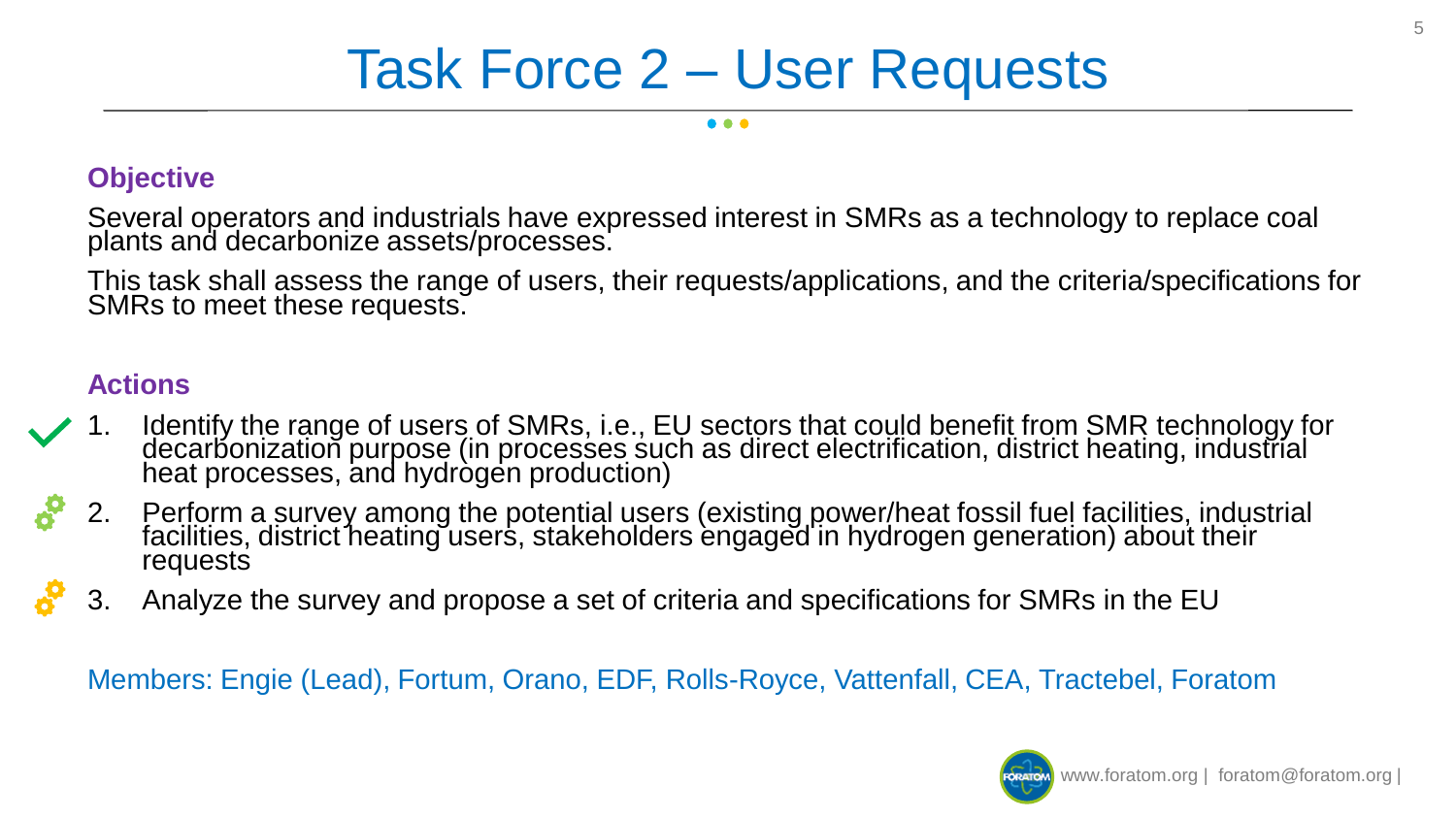# Task Force 2 – User Requests

## Objective

Several operators and industrials have expressed interest in SMRs as a technology to replace coal plants and decarbonize assets/processes.

This task shall assess the range of users, their requests/applications, and the criteria/specifications for SMRs to meet these requests.

## Actions

1. Identify the range of users of SMRs, i.e., EU sectors that could benefit from SMR technology for decarbonization purpose (in processes such as direct electrification, district heating, industrial heat processes, and hydrogen production)
2. Perform a survey among the potential users (existing power/heat fossil fuel facilities, industrial facilities, district heating users, stakeholders engaged in hydrogen generation) about their requests
3. Analyze the survey and propose a set of criteria and specifications for SMRs in the EU

Members: Engie (Lead), Fortum, Orano, EDF, Rolls-Royce, Vattenfall, CEA, Tractebel, Foratom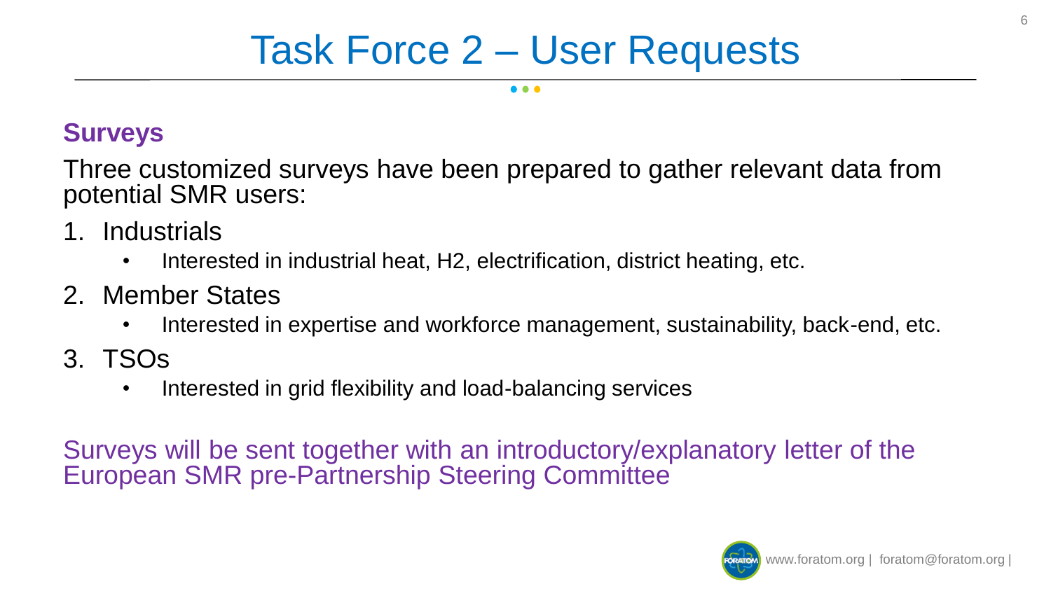# Task Force 2 – User Requests

## Surveys

Three customized surveys have been prepared to gather relevant data from potential SMR users:

1. Industrials
   - Interested in industrial heat, H2, electrification, district heating, etc.
2. Member States
   - Interested in expertise and workforce management, sustainability, back-end, etc.
3. TSOs
   - Interested in grid flexibility and load-balancing services

Surveys will be sent together with an introductory/explanatory letter of the European SMR pre-Partnership Steering Committee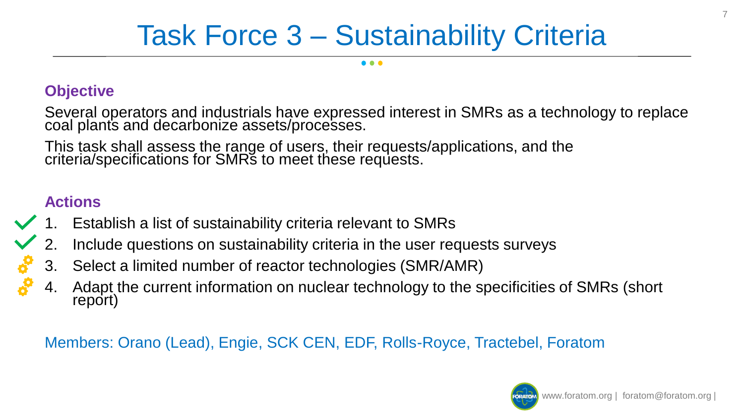# Task Force 3 – Sustainability Criteria

## Objective

Several operators and industrials have expressed interest in SMRs as a technology to replace coal plants and decarbonize assets/processes.

This task shall assess the range of users, their requests/applications, and the criteria/specifications for SMRs to meet these requests.

## Actions

1. Establish a list of sustainability criteria relevant to SMRs
2. Include questions on sustainability criteria in the user requests surveys
3. Select a limited number of reactor technologies (SMR/AMR)
4. Adapt the current information on nuclear technology to the specificities of SMRs (short report)

Members: Orano (Lead), Engie, SCK CEN, EDF, Rolls-Royce, Tractebel, Foratom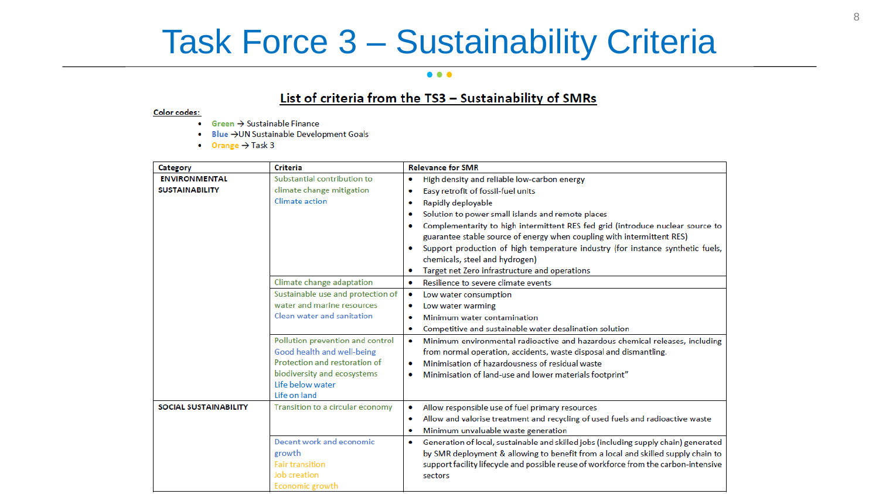# Task Force 3 – Sustainability Criteria

## List of criteria from the TS3 – Sustainability of SMRs

**Color codes:**

- Green → Sustainable Finance
- Blue → UN Sustainable Development Goals
- Orange → Task 3

| Category | Criteria | Relevance for SMR |
|---|---|---|
| **ENVIRONMENTAL SUSTAINABILITY** | Substantial contribution to climate change mitigation<br>Climate action | • High density and reliable low-carbon energy<br>• Easy retrofit of fossil-fuel units<br>• Rapidly deployable<br>• Solution to power small islands and remote places<br>• Complementarity to high intermittent RES fed grid (introduce nuclear source to guarantee stable source of energy when coupling with intermittent RES)<br>• Support production of high temperature industry (for instance synthetic fuels, chemicals, steel and hydrogen)<br>• Target net Zero infrastructure and operations |
| | Climate change adaptation | • Resilience to severe climate events |
| | Sustainable use and protection of water and marine resources<br>Clean water and sanitation | • Low water consumption<br>• Low water warming<br>• Minimum water contamination<br>• Competitive and sustainable water desalination solution |
| | Pollution prevention and control<br>Good health and well-being<br>Protection and restoration of biodiversity and ecosystems<br>Life below water<br>Life on land | • Minimum environmental radioactive and hazardous chemical releases, including from normal operation, accidents, waste disposal and dismantling.<br>• Minimisation of hazardousness of residual waste<br>• Minimisation of land-use and lower materials footprint" |
| **SOCIAL SUSTAINABILITY** | Transition to a circular economy | • Allow responsible use of fuel primary resources<br>• Allow and valorise treatment and recycling of used fuels and radioactive waste<br>• Minimum unvaluable waste generation |
| | Decent work and economic growth<br>Fair transition<br>Job creation<br>Economic growth | • Generation of local, sustainable and skilled jobs (including supply chain) generated by SMR deployment & allowing to benefit from a local and skilled supply chain to support facility lifecycle and possible reuse of workforce from the carbon-intensive sectors |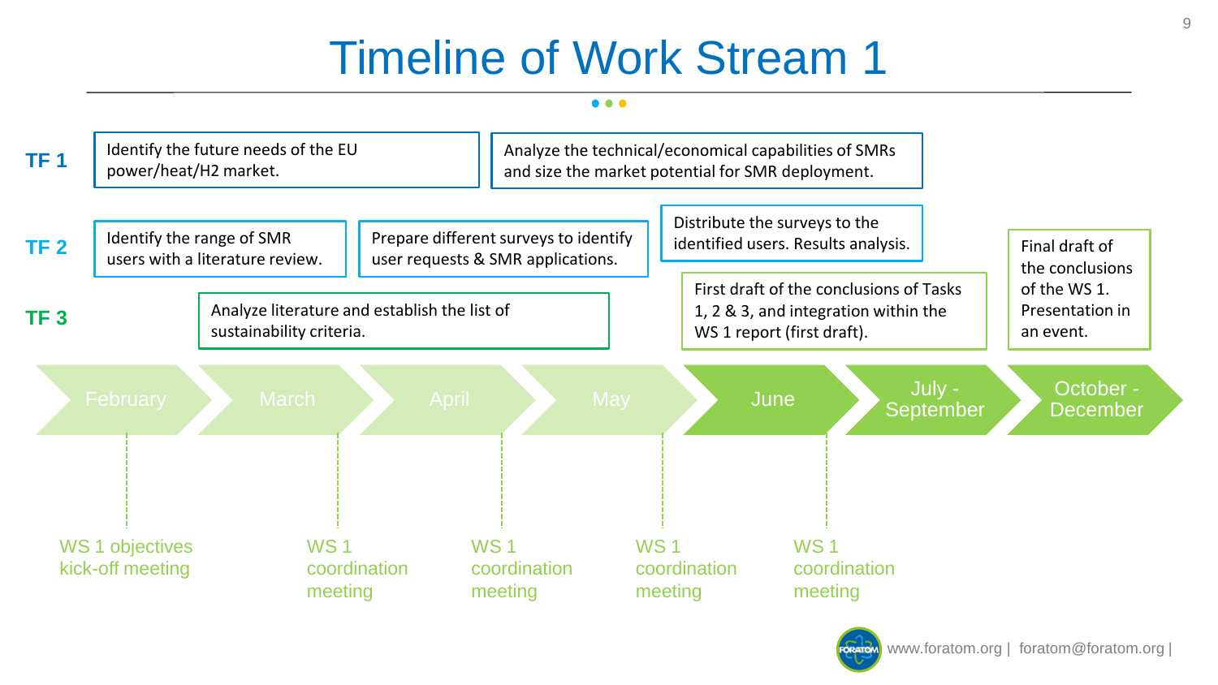# Timeline of Work Stream 1

**TF 1**

- Identify the future needs of the EU power/heat/H2 market.
- Analyze the technical/economical capabilities of SMRs and size the market potential for SMR deployment.

**TF 2**

- Identify the range of SMR users with a literature review.
- Prepare different surveys to identify user requests & SMR applications.
- Distribute the surveys to the identified users. Results analysis.

**TF 3**

- Analyze literature and establish the list of sustainability criteria.

First draft of the conclusions of Tasks 1, 2 & 3, and integration within the WS 1 report (first draft).

Final draft of the conclusions of the WS 1. Presentation in an event.

February – March – April – May – June – July - September – October - December

- February: WS 1 objectives kick-off meeting
- March: WS 1 coordination meeting
- April: WS 1 coordination meeting
- May: WS 1 coordination meeting
- June: WS 1 coordination meeting

www.foratom.org | foratom@foratom.org |